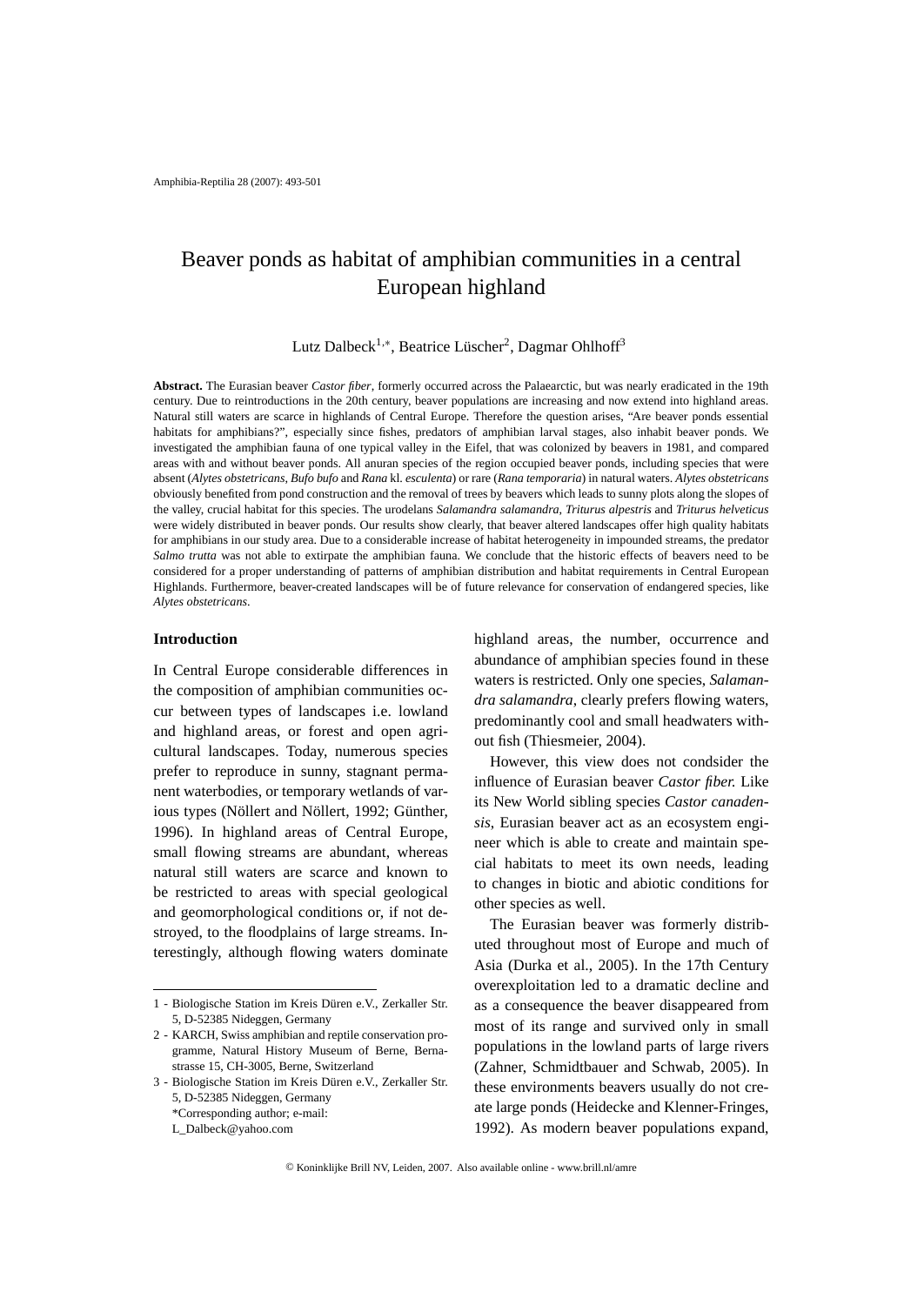// Amphibia-Reptilia 28 (2007): 493-501 — omitted as running header/journal metadata

# Beaver ponds as habitat of amphibian communities in a central European highland

Lutz Dalbeck[1,*], Beatrice Lüscher[2], Dagmar Ohlhoff[3]

**Abstract.** The Eurasian beaver *Castor fiber*, formerly occurred across the Palaearctic, but was nearly eradicated in the 19th century. Due to reintroductions in the 20th century, beaver populations are increasing and now extend into highland areas. Natural still waters are scarce in highlands of Central Europe. Therefore the question arises, "Are beaver ponds essential habitats for amphibians?", especially since fishes, predators of amphibian larval stages, also inhabit beaver ponds. We investigated the amphibian fauna of one typical valley in the Eifel, that was colonized by beavers in 1981, and compared areas with and without beaver ponds. All anuran species of the region occupied beaver ponds, including species that were absent (*Alytes obstetricans*, *Bufo bufo* and *Rana* kl. *esculenta*) or rare (*Rana temporaria*) in natural waters. *Alytes obstetricans* obviously benefited from pond construction and the removal of trees by beavers which leads to sunny plots along the slopes of the valley, crucial habitat for this species. The urodelans *Salamandra salamandra*, *Triturus alpestris* and *Triturus helveticus* were widely distributed in beaver ponds. Our results show clearly, that beaver altered landscapes offer high quality habitats for amphibians in our study area. Due to a considerable increase of habitat heterogeneity in impounded streams, the predator *Salmo trutta* was not able to extirpate the amphibian fauna. We conclude that the historic effects of beavers need to be considered for a proper understanding of patterns of amphibian distribution and habitat requirements in Central European Highlands. Furthermore, beaver-created landscapes will be of future relevance for conservation of endangered species, like *Alytes obstetricans*.

## Introduction

In Central Europe considerable differences in the composition of amphibian communities occur between types of landscapes i.e. lowland and highland areas, or forest and open agricultural landscapes. Today, numerous species prefer to reproduce in sunny, stagnant permanent waterbodies, or temporary wetlands of various types (Nöllert and Nöllert, 1992; Günther, 1996). In highland areas of Central Europe, small flowing streams are abundant, whereas natural still waters are scarce and known to be restricted to areas with special geological and geomorphological conditions or, if not destroyed, to the floodplains of large streams. Interestingly, although flowing waters dominate highland areas, the number, occurrence and abundance of amphibian species found in these waters is restricted. Only one species, *Salamandra salamandra*, clearly prefers flowing waters, predominantly cool and small headwaters without fish (Thiesmeier, 2004).

However, this view does not condsider the influence of Eurasian beaver *Castor fiber.* Like its New World sibling species *Castor canadensis*, Eurasian beaver act as an ecosystem engineer which is able to create and maintain special habitats to meet its own needs, leading to changes in biotic and abiotic conditions for other species as well.

The Eurasian beaver was formerly distributed throughout most of Europe and much of Asia (Durka et al., 2005). In the 17th Century overexploitation led to a dramatic decline and as a consequence the beaver disappeared from most of its range and survived only in small populations in the lowland parts of large rivers (Zahner, Schmidtbauer and Schwab, 2005). In these environments beavers usually do not create large ponds (Heidecke and Klenner-Fringes, 1992). As modern beaver populations expand,

1 - Biologische Station im Kreis Düren e.V., Zerkaller Str. 5, D-52385 Nideggen, Germany

2 - KARCH, Swiss amphibian and reptile conservation programme, Natural History Museum of Berne, Bernastrasse 15, CH-3005, Berne, Switzerland

3 - Biologische Station im Kreis Düren e.V., Zerkaller Str. 5, D-52385 Nideggen, Germany
*Corresponding author; e-mail: L_Dalbeck@yahoo.com

© Koninklijke Brill NV, Leiden, 2007. Also available online - www.brill.nl/amre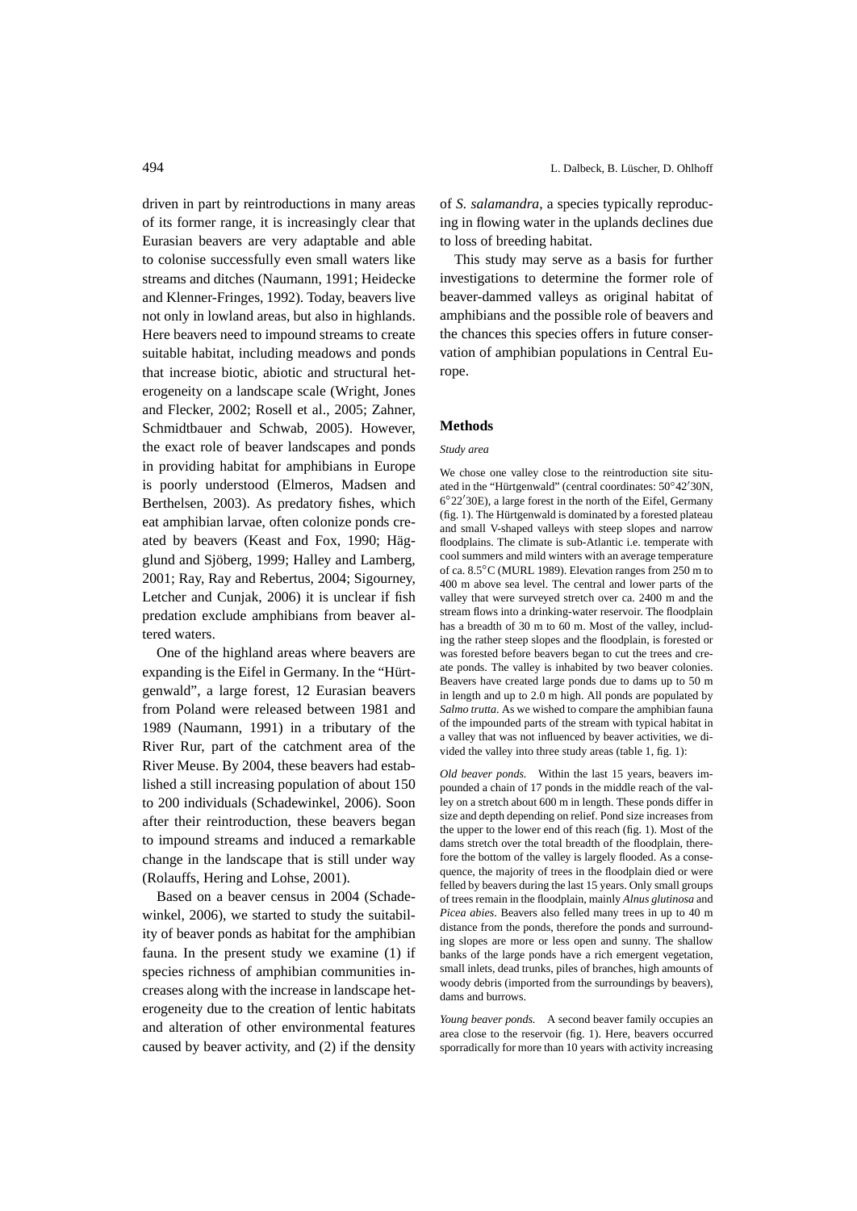driven in part by reintroductions in many areas of its former range, it is increasingly clear that Eurasian beavers are very adaptable and able to colonise successfully even small waters like streams and ditches (Naumann, 1991; Heidecke and Klenner-Fringes, 1992). Today, beavers live not only in lowland areas, but also in highlands. Here beavers need to impound streams to create suitable habitat, including meadows and ponds that increase biotic, abiotic and structural heterogeneity on a landscape scale (Wright, Jones and Flecker, 2002; Rosell et al., 2005; Zahner, Schmidtbauer and Schwab, 2005). However, the exact role of beaver landscapes and ponds in providing habitat for amphibians in Europe is poorly understood (Elmeros, Madsen and Berthelsen, 2003). As predatory fishes, which eat amphibian larvae, often colonize ponds created by beavers (Keast and Fox, 1990; Hägglund and Sjöberg, 1999; Halley and Lamberg, 2001; Ray, Ray and Rebertus, 2004; Sigourney, Letcher and Cunjak, 2006) it is unclear if fish predation exclude amphibians from beaver altered waters.

One of the highland areas where beavers are expanding is the Eifel in Germany. In the "Hürtgenwald", a large forest, 12 Eurasian beavers from Poland were released between 1981 and 1989 (Naumann, 1991) in a tributary of the River Rur, part of the catchment area of the River Meuse. By 2004, these beavers had established a still increasing population of about 150 to 200 individuals (Schadewinkel, 2006). Soon after their reintroduction, these beavers began to impound streams and induced a remarkable change in the landscape that is still under way (Rolauffs, Hering and Lohse, 2001).

Based on a beaver census in 2004 (Schadewinkel, 2006), we started to study the suitability of beaver ponds as habitat for the amphibian fauna. In the present study we examine (1) if species richness of amphibian communities increases along with the increase in landscape heterogeneity due to the creation of lentic habitats and alteration of other environmental features caused by beaver activity, and (2) if the density of *S. salamandra*, a species typically reproducing in flowing water in the uplands declines due to loss of breeding habitat.

This study may serve as a basis for further investigations to determine the former role of beaver-dammed valleys as original habitat of amphibians and the possible role of beavers and the chances this species offers in future conservation of amphibian populations in Central Europe.

## Methods

### *Study area*

We chose one valley close to the reintroduction site situated in the "Hürtgenwald" (central coordinates: 50°42′30N, 6°22′30E), a large forest in the north of the Eifel, Germany (fig. 1). The Hürtgenwald is dominated by a forested plateau and small V-shaped valleys with steep slopes and narrow floodplains. The climate is sub-Atlantic i.e. temperate with cool summers and mild winters with an average temperature of ca. 8.5°C (MURL 1989). Elevation ranges from 250 m to 400 m above sea level. The central and lower parts of the valley that were surveyed stretch over ca. 2400 m and the stream flows into a drinking-water reservoir. The floodplain has a breadth of 30 m to 60 m. Most of the valley, including the rather steep slopes and the floodplain, is forested or was forested before beavers began to cut the trees and create ponds. The valley is inhabited by two beaver colonies. Beavers have created large ponds due to dams up to 50 m in length and up to 2.0 m high. All ponds are populated by *Salmo trutta*. As we wished to compare the amphibian fauna of the impounded parts of the stream with typical habitat in a valley that was not influenced by beaver activities, we divided the valley into three study areas (table 1, fig. 1):

*Old beaver ponds.* Within the last 15 years, beavers impounded a chain of 17 ponds in the middle reach of the valley on a stretch about 600 m in length. These ponds differ in size and depth depending on relief. Pond size increases from the upper to the lower end of this reach (fig. 1). Most of the dams stretch over the total breadth of the floodplain, therefore the bottom of the valley is largely flooded. As a consequence, the majority of trees in the floodplain died or were felled by beavers during the last 15 years. Only small groups of trees remain in the floodplain, mainly *Alnus glutinosa* and *Picea abies*. Beavers also felled many trees in up to 40 m distance from the ponds, therefore the ponds and surrounding slopes are more or less open and sunny. The shallow banks of the large ponds have a rich emergent vegetation, small inlets, dead trunks, piles of branches, high amounts of woody debris (imported from the surroundings by beavers), dams and burrows.

*Young beaver ponds.* A second beaver family occupies an area close to the reservoir (fig. 1). Here, beavers occurred sporradically for more than 10 years with activity increasing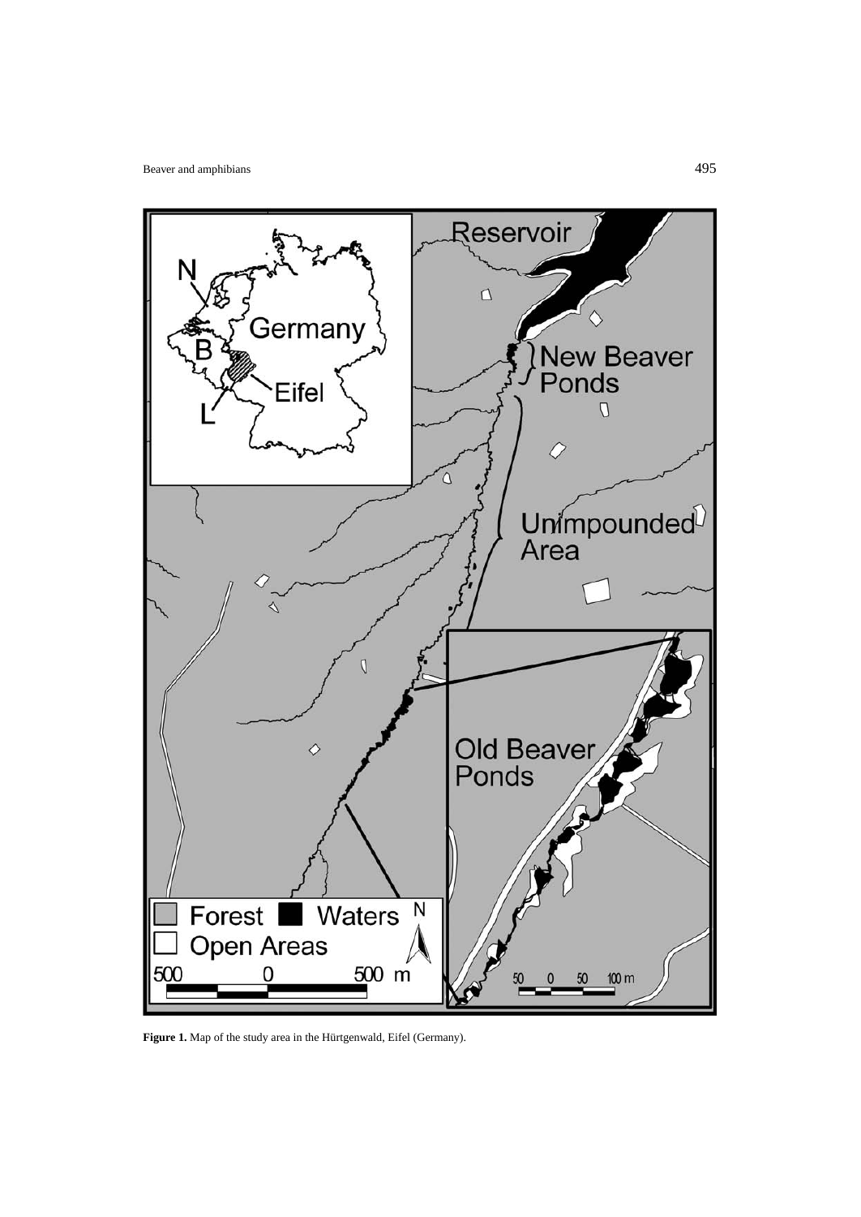**Figure 1.** Map of the study area in the Hürtgenwald, Eifel (Germany).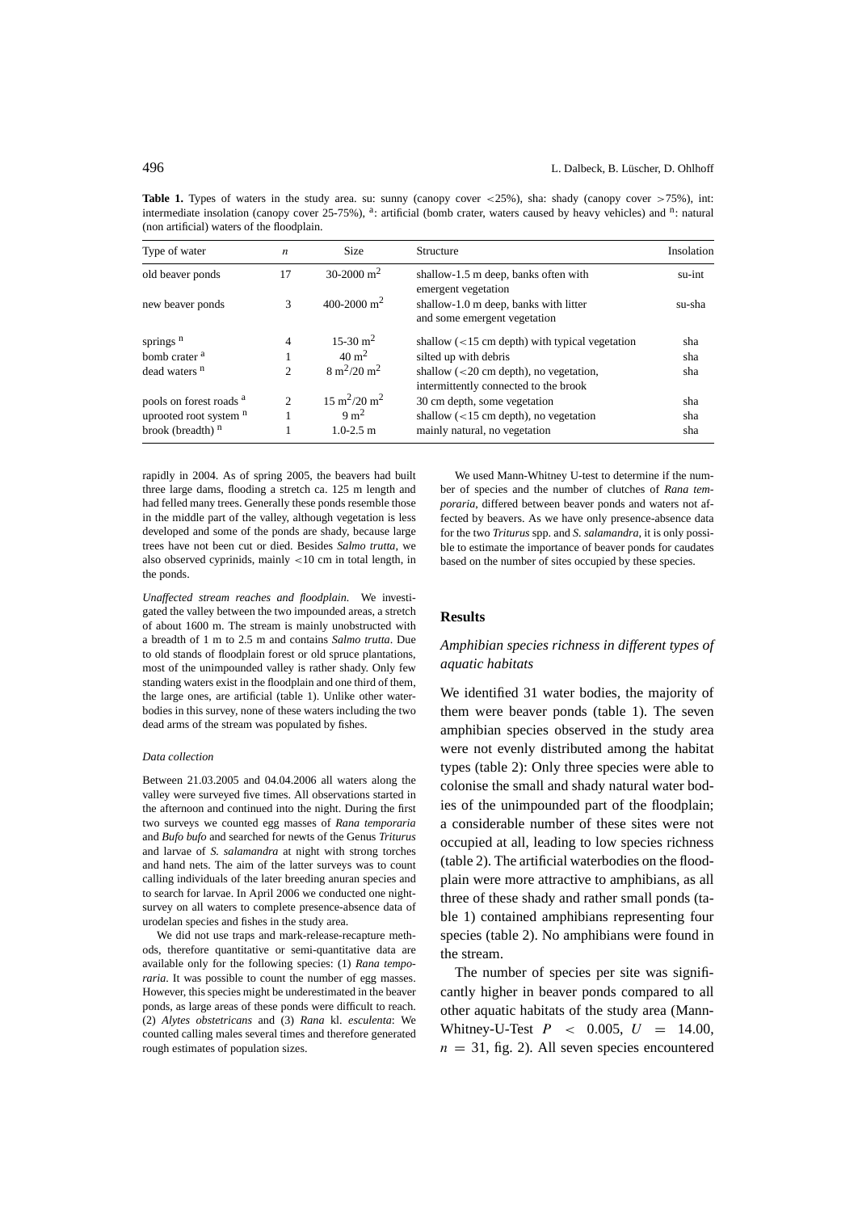**Table 1.** Types of waters in the study area. su: sunny (canopy cover <25%), sha: shady (canopy cover >75%), int: intermediate insolation (canopy cover 25-75%), [a]: artificial (bomb crater, waters caused by heavy vehicles) and [n]: natural (non artificial) waters of the floodplain.

| Type of water | $n$ | Size | Structure | Insolation |
|---|---|---|---|---|
| old beaver ponds | 17 | 30-2000 $m^2$ | shallow-1.5 m deep, banks often with emergent vegetation | su-int |
| new beaver ponds | 3 | 400-2000 $m^2$ | shallow-1.0 m deep, banks with litter and some emergent vegetation | su-sha |
| springs [n] | 4 | 15-30 $m^2$ | shallow (<15 cm depth) with typical vegetation | sha |
| bomb crater [a] | 1 | 40 $m^2$ | silted up with debris | sha |
| dead waters [n] | 2 | 8 $m^2$/20 $m^2$ | shallow (<20 cm depth), no vegetation, intermittently connected to the brook | sha |
| pools on forest roads [a] | 2 | 15 $m^2$/20 $m^2$ | 30 cm depth, some vegetation | sha |
| uprooted root system [n] | 1 | 9 $m^2$ | shallow (<15 cm depth), no vegetation | sha |
| brook (breadth) [n] | 1 | 1.0-2.5 m | mainly natural, no vegetation | sha |

rapidly in 2004. As of spring 2005, the beavers had built three large dams, flooding a stretch ca. 125 m length and had felled many trees. Generally these ponds resemble those in the middle part of the valley, although vegetation is less developed and some of the ponds are shady, because large trees have not been cut or died. Besides *Salmo trutta*, we also observed cyprinids, mainly <10 cm in total length, in the ponds.

*Unaffected stream reaches and floodplain.* We investigated the valley between the two impounded areas, a stretch of about 1600 m. The stream is mainly unobstructed with a breadth of 1 m to 2.5 m and contains *Salmo trutta*. Due to old stands of floodplain forest or old spruce plantations, most of the unimpounded valley is rather shady. Only few standing waters exist in the floodplain and one third of them, the large ones, are artificial (table 1). Unlike other waterbodies in this survey, none of these waters including the two dead arms of the stream was populated by fishes.

### *Data collection*

Between 21.03.2005 and 04.04.2006 all waters along the valley were surveyed five times. All observations started in the afternoon and continued into the night. During the first two surveys we counted egg masses of *Rana temporaria* and *Bufo bufo* and searched for newts of the Genus *Triturus* and larvae of *S. salamandra* at night with strong torches and hand nets. The aim of the latter surveys was to count calling individuals of the later breeding anuran species and to search for larvae. In April 2006 we conducted one night-survey on all waters to complete presence-absence data of urodelan species and fishes in the study area.

We did not use traps and mark-release-recapture methods, therefore quantitative or semi-quantitative data are available only for the following species: (1) *Rana temporaria*. It was possible to count the number of egg masses. However, this species might be underestimated in the beaver ponds, as large areas of these ponds were difficult to reach. (2) *Alytes obstetricans* and (3) *Rana* kl. *esculenta*: We counted calling males several times and therefore generated rough estimates of population sizes.

We used Mann-Whitney U-test to determine if the number of species and the number of clutches of *Rana temporaria*, differed between beaver ponds and waters not affected by beavers. As we have only presence-absence data for the two *Triturus* spp. and *S. salamandra*, it is only possible to estimate the importance of beaver ponds for caudates based on the number of sites occupied by these species.

## Results

### *Amphibian species richness in different types of aquatic habitats*

We identified 31 water bodies, the majority of them were beaver ponds (table 1). The seven amphibian species observed in the study area were not evenly distributed among the habitat types (table 2): Only three species were able to colonise the small and shady natural water bodies of the unimpounded part of the floodplain; a considerable number of these sites were not occupied at all, leading to low species richness (table 2). The artificial waterbodies on the floodplain were more attractive to amphibians, as all three of these shady and rather small ponds (table 1) contained amphibians representing four species (table 2). No amphibians were found in the stream.

The number of species per site was significantly higher in beaver ponds compared to all other aquatic habitats of the study area (Mann-Whitney-U-Test $P < 0.005$, $U = 14.00$, $n = 31$, fig. 2). All seven species encountered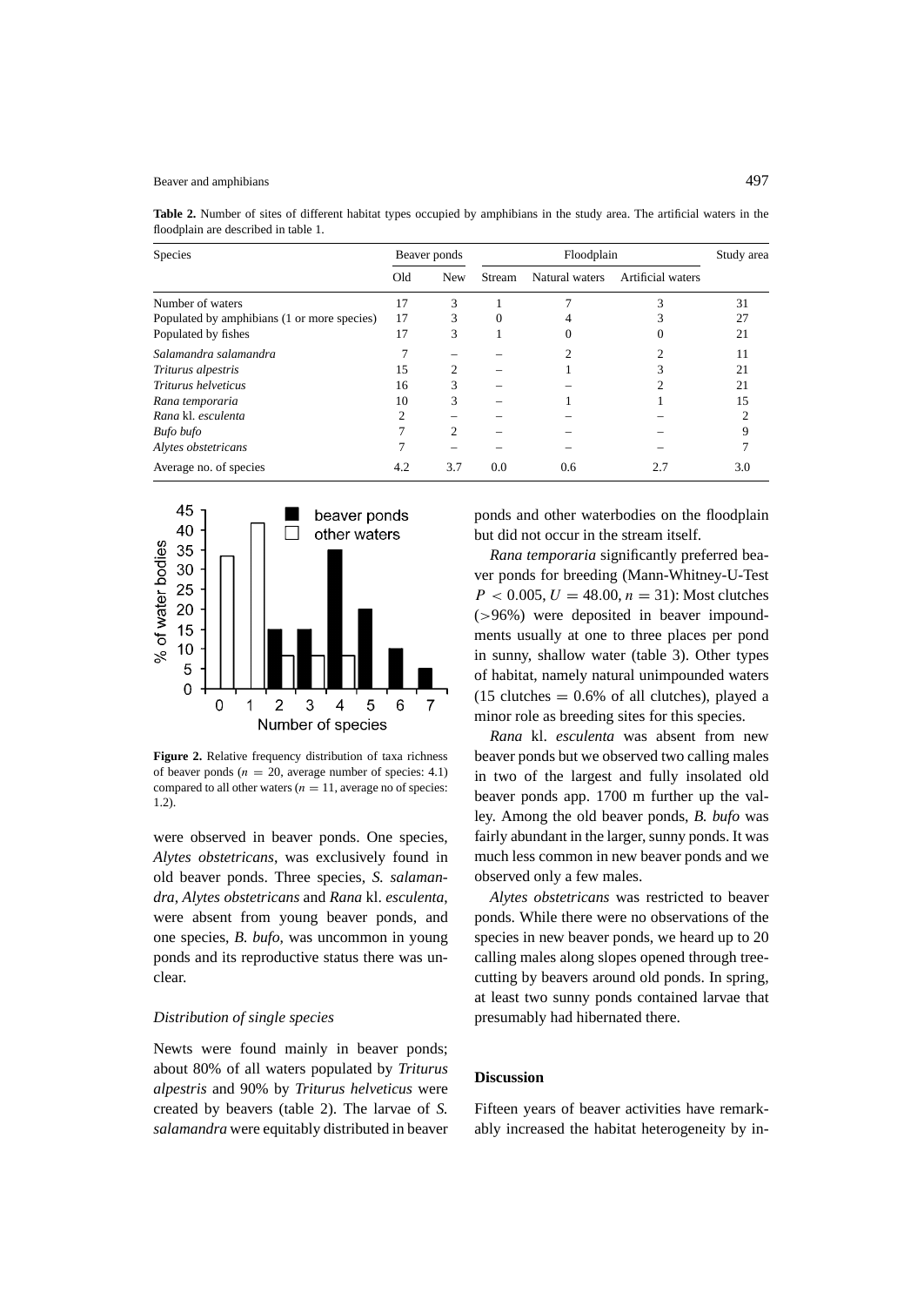**Table 2.** Number of sites of different habitat types occupied by amphibians in the study area. The artificial waters in the floodplain are described in table 1.

| Species | Beaver ponds | | Floodplain | | | Study area |
|---|---|---|---|---|---|---|
| | Old | New | Stream | Natural waters | Artificial waters | |
| Number of waters | 17 | 3 | 1 | 7 | 3 | 31 |
| Populated by amphibians (1 or more species) | 17 | 3 | 0 | 4 | 3 | 27 |
| Populated by fishes | 17 | 3 | 1 | 0 | 0 | 21 |
| *Salamandra salamandra* | 7 | – | – | 2 | 2 | 11 |
| *Triturus alpestris* | 15 | 2 | – | 1 | 3 | 21 |
| *Triturus helveticus* | 16 | 3 | – | – | 2 | 21 |
| *Rana temporaria* | 10 | 3 | – | 1 | 1 | 15 |
| *Rana* kl. *esculenta* | 2 | – | – | – | – | 2 |
| *Bufo bufo* | 7 | 2 | – | – | – | 9 |
| *Alytes obstetricans* | 7 | – | – | – | – | 7 |
| Average no. of species | 4.2 | 3.7 | 0.0 | 0.6 | 2.7 | 3.0 |

**Figure 2.** Relative frequency distribution of taxa richness of beaver ponds ($n = 20$, average number of species: 4.1) compared to all other waters ($n = 11$, average no of species: 1.2).

were observed in beaver ponds. One species, *Alytes obstetricans*, was exclusively found in old beaver ponds. Three species, *S. salamandra*, *Alytes obstetricans* and *Rana* kl. *esculenta*, were absent from young beaver ponds, and one species, *B. bufo*, was uncommon in young ponds and its reproductive status there was unclear.

### *Distribution of single species*

Newts were found mainly in beaver ponds; about 80% of all waters populated by *Triturus alpestris* and 90% by *Triturus helveticus* were created by beavers (table 2). The larvae of *S. salamandra* were equitably distributed in beaver ponds and other waterbodies on the floodplain but did not occur in the stream itself.

*Rana temporaria* significantly preferred beaver ponds for breeding (Mann-Whitney-U-Test $P < 0.005$, $U = 48.00$, $n = 31$): Most clutches (>96%) were deposited in beaver impoundments usually at one to three places per pond in sunny, shallow water (table 3). Other types of habitat, namely natural unimpounded waters (15 clutches = 0.6% of all clutches), played a minor role as breeding sites for this species.

*Rana* kl. *esculenta* was absent from new beaver ponds but we observed two calling males in two of the largest and fully insolated old beaver ponds app. 1700 m further up the valley. Among the old beaver ponds, *B. bufo* was fairly abundant in the larger, sunny ponds. It was much less common in new beaver ponds and we observed only a few males.

*Alytes obstetricans* was restricted to beaver ponds. While there were no observations of the species in new beaver ponds, we heard up to 20 calling males along slopes opened through tree-cutting by beavers around old ponds. In spring, at least two sunny ponds contained larvae that presumably had hibernated there.

## Discussion

Fifteen years of beaver activities have remarkably increased the habitat heterogeneity by in-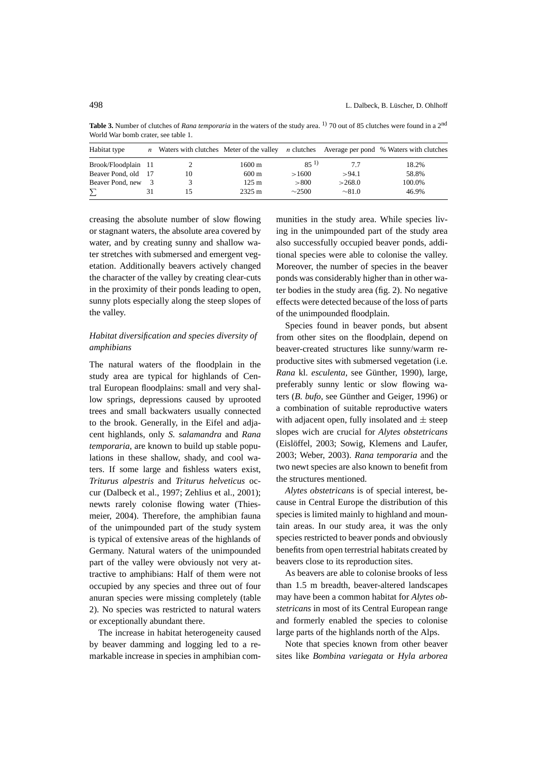**Table 3.** Number of clutches of *Rana temporaria* in the waters of the study area. [1] 70 out of 85 clutches were found in a 2nd World War bomb crater, see table 1.

| Habitat type | *n* | Waters with clutches | Meter of the valley | *n* clutches | Average per pond | % Waters with clutches |
|---|---|---|---|---|---|---|
| Brook/Floodplain | 11 | 2 | 1600 m | 85 [1] | 7.7 | 18.2% |
| Beaver Pond, old | 17 | 10 | 600 m | >1600 | >94.1 | 58.8% |
| Beaver Pond, new | 3 | 3 | 125 m | >800 | >268.0 | 100.0% |
| $\sum$ | 31 | 15 | 2325 m | ~2500 | ~81.0 | 46.9% |

creasing the absolute number of slow flowing or stagnant waters, the absolute area covered by water, and by creating sunny and shallow water stretches with submersed and emergent vegetation. Additionally beavers actively changed the character of the valley by creating clear-cuts in the proximity of their ponds leading to open, sunny plots especially along the steep slopes of the valley.

### *Habitat diversification and species diversity of amphibians*

The natural waters of the floodplain in the study area are typical for highlands of Central European floodplains: small and very shallow springs, depressions caused by uprooted trees and small backwaters usually connected to the brook. Generally, in the Eifel and adjacent highlands, only *S. salamandra* and *Rana temporaria*, are known to build up stable populations in these shallow, shady, and cool waters. If some large and fishless waters exist, *Triturus alpestris* and *Triturus helveticus* occur (Dalbeck et al., 1997; Zehlius et al., 2001); newts rarely colonise flowing water (Thiesmeier, 2004). Therefore, the amphibian fauna of the unimpounded part of the study system is typical of extensive areas of the highlands of Germany. Natural waters of the unimpounded part of the valley were obviously not very attractive to amphibians: Half of them were not occupied by any species and three out of four anuran species were missing completely (table 2). No species was restricted to natural waters or exceptionally abundant there.

The increase in habitat heterogeneity caused by beaver damming and logging led to a remarkable increase in species in amphibian communities in the study area. While species living in the unimpounded part of the study area also successfully occupied beaver ponds, additional species were able to colonise the valley. Moreover, the number of species in the beaver ponds was considerably higher than in other water bodies in the study area (fig. 2). No negative effects were detected because of the loss of parts of the unimpounded floodplain.

Species found in beaver ponds, but absent from other sites on the floodplain, depend on beaver-created structures like sunny/warm reproductive sites with submersed vegetation (i.e. *Rana* kl. *esculenta*, see Günther, 1990), large, preferably sunny lentic or slow flowing waters (*B. bufo*, see Günther and Geiger, 1996) or a combination of suitable reproductive waters with adjacent open, fully insolated and ± steep slopes wich are crucial for *Alytes obstetricans* (Eislöffel, 2003; Sowig, Klemens and Laufer, 2003; Weber, 2003). *Rana temporaria* and the two newt species are also known to benefit from the structures mentioned.

*Alytes obstetricans* is of special interest, because in Central Europe the distribution of this species is limited mainly to highland and mountain areas. In our study area, it was the only species restricted to beaver ponds and obviously benefits from open terrestrial habitats created by beavers close to its reproduction sites.

As beavers are able to colonise brooks of less than 1.5 m breadth, beaver-altered landscapes may have been a common habitat for *Alytes obstetricans* in most of its Central European range and formerly enabled the species to colonise large parts of the highlands north of the Alps.

Note that species known from other beaver sites like *Bombina variegata* or *Hyla arborea*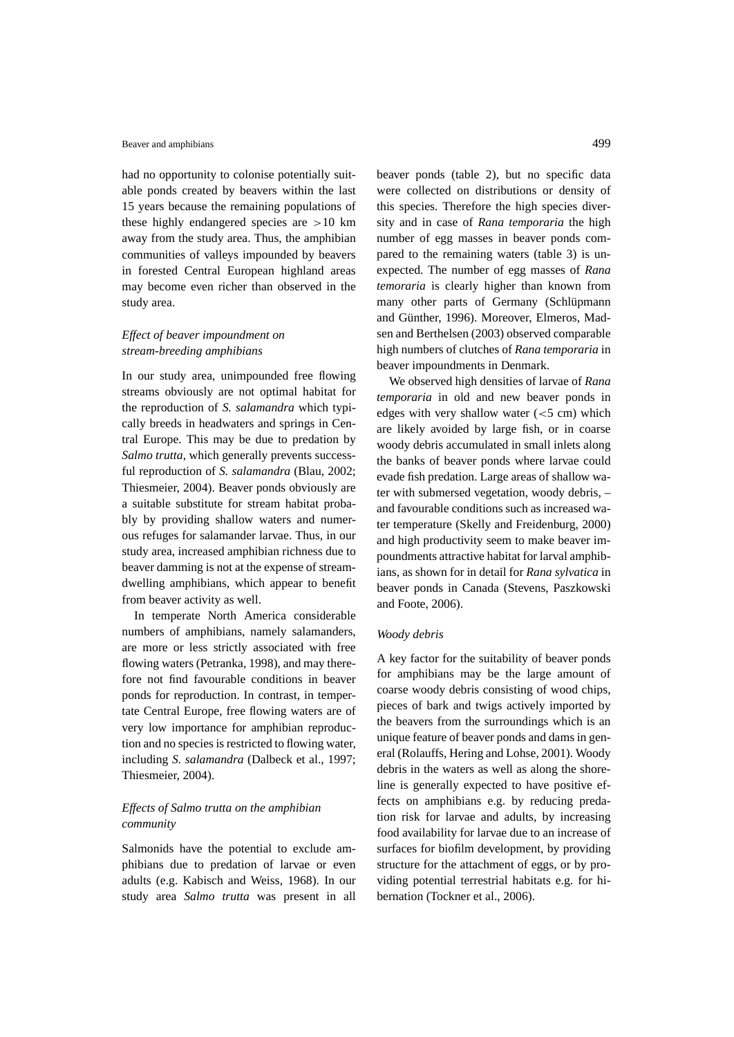had no opportunity to colonise potentially suitable ponds created by beavers within the last 15 years because the remaining populations of these highly endangered species are >10 km away from the study area. Thus, the amphibian communities of valleys impounded by beavers in forested Central European highland areas may become even richer than observed in the study area.

### *Effect of beaver impoundment on stream-breeding amphibians*

In our study area, unimpounded free flowing streams obviously are not optimal habitat for the reproduction of *S. salamandra* which typically breeds in headwaters and springs in Central Europe. This may be due to predation by *Salmo trutta*, which generally prevents successful reproduction of *S. salamandra* (Blau, 2002; Thiesmeier, 2004). Beaver ponds obviously are a suitable substitute for stream habitat probably by providing shallow waters and numerous refuges for salamander larvae. Thus, in our study area, increased amphibian richness due to beaver damming is not at the expense of stream-dwelling amphibians, which appear to benefit from beaver activity as well.

In temperate North America considerable numbers of amphibians, namely salamanders, are more or less strictly associated with free flowing waters (Petranka, 1998), and may therefore not find favourable conditions in beaver ponds for reproduction. In contrast, in tempertate Central Europe, free flowing waters are of very low importance for amphibian reproduction and no species is restricted to flowing water, including *S. salamandra* (Dalbeck et al., 1997; Thiesmeier, 2004).

### *Effects of Salmo trutta on the amphibian community*

Salmonids have the potential to exclude amphibians due to predation of larvae or even adults (e.g. Kabisch and Weiss, 1968). In our study area *Salmo trutta* was present in all beaver ponds (table 2), but no specific data were collected on distributions or density of this species. Therefore the high species diversity and in case of *Rana temporaria* the high number of egg masses in beaver ponds compared to the remaining waters (table 3) is unexpected. The number of egg masses of *Rana temoraria* is clearly higher than known from many other parts of Germany (Schlüpmann and Günther, 1996). Moreover, Elmeros, Madsen and Berthelsen (2003) observed comparable high numbers of clutches of *Rana temporaria* in beaver impoundments in Denmark.

We observed high densities of larvae of *Rana temporaria* in old and new beaver ponds in edges with very shallow water (<5 cm) which are likely avoided by large fish, or in coarse woody debris accumulated in small inlets along the banks of beaver ponds where larvae could evade fish predation. Large areas of shallow water with submersed vegetation, woody debris, – and favourable conditions such as increased water temperature (Skelly and Freidenburg, 2000) and high productivity seem to make beaver impoundments attractive habitat for larval amphibians, as shown for in detail for *Rana sylvatica* in beaver ponds in Canada (Stevens, Paszkowski and Foote, 2006).

### *Woody debris*

A key factor for the suitability of beaver ponds for amphibians may be the large amount of coarse woody debris consisting of wood chips, pieces of bark and twigs actively imported by the beavers from the surroundings which is an unique feature of beaver ponds and dams in general (Rolauffs, Hering and Lohse, 2001). Woody debris in the waters as well as along the shoreline is generally expected to have positive effects on amphibians e.g. by reducing predation risk for larvae and adults, by increasing food availability for larvae due to an increase of surfaces for biofilm development, by providing structure for the attachment of eggs, or by providing potential terrestrial habitats e.g. for hibernation (Tockner et al., 2006).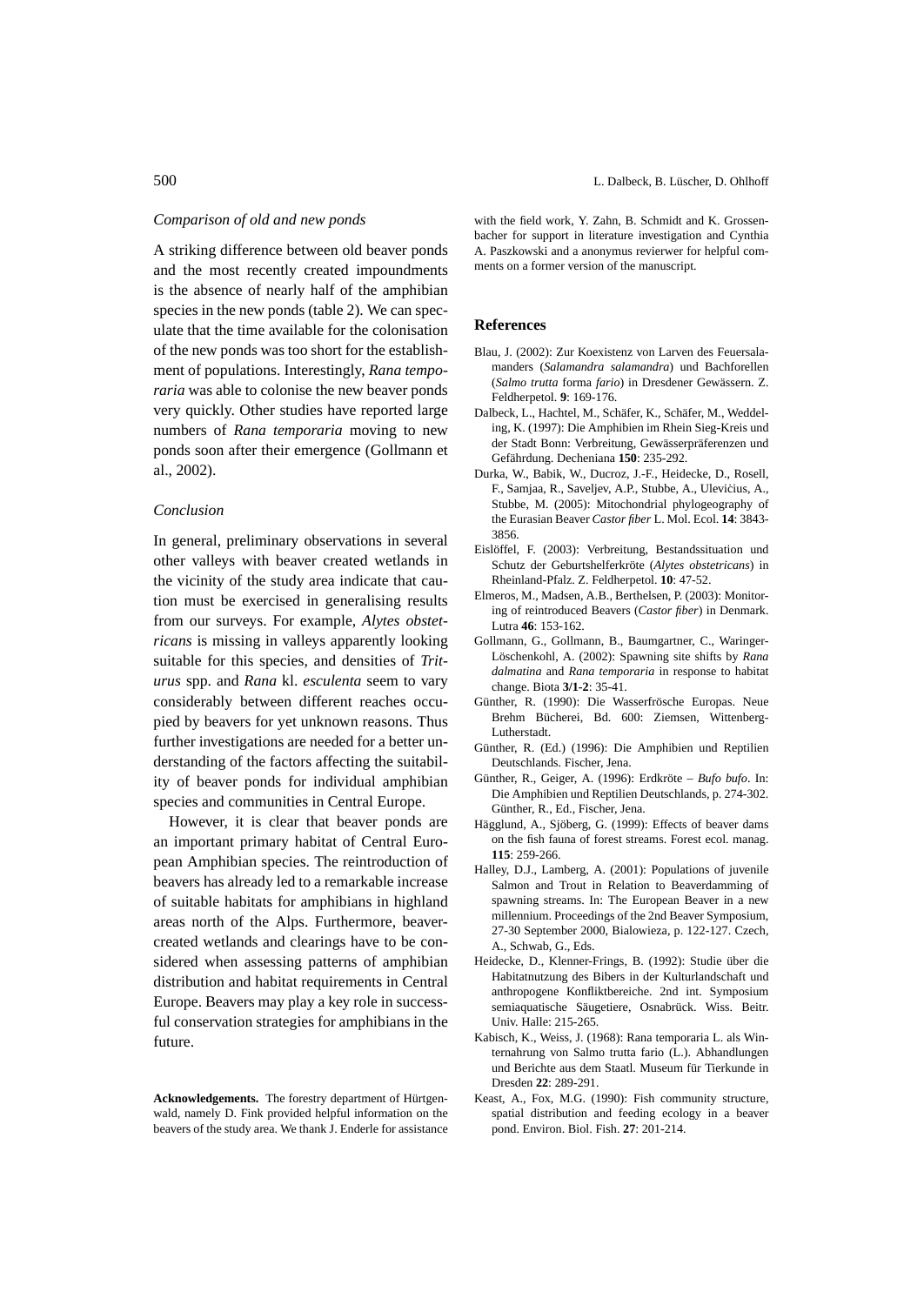### Comparison of old and new ponds

A striking difference between old beaver ponds and the most recently created impoundments is the absence of nearly half of the amphibian species in the new ponds (table 2). We can speculate that the time available for the colonisation of the new ponds was too short for the establishment of populations. Interestingly, *Rana temporaria* was able to colonise the new beaver ponds very quickly. Other studies have reported large numbers of *Rana temporaria* moving to new ponds soon after their emergence (Gollmann et al., 2002).

### Conclusion

In general, preliminary observations in several other valleys with beaver created wetlands in the vicinity of the study area indicate that caution must be exercised in generalising results from our surveys. For example, *Alytes obstetricans* is missing in valleys apparently looking suitable for this species, and densities of *Triturus* spp. and *Rana* kl. *esculenta* seem to vary considerably between different reaches occupied by beavers for yet unknown reasons. Thus further investigations are needed for a better understanding of the factors affecting the suitability of beaver ponds for individual amphibian species and communities in Central Europe.

However, it is clear that beaver ponds are an important primary habitat of Central European Amphibian species. The reintroduction of beavers has already led to a remarkable increase of suitable habitats for amphibians in highland areas north of the Alps. Furthermore, beaver-created wetlands and clearings have to be considered when assessing patterns of amphibian distribution and habitat requirements in Central Europe. Beavers may play a key role in successful conservation strategies for amphibians in the future.

**Acknowledgements.** The forestry department of Hürtgenwald, namely D. Fink provided helpful information on the beavers of the study area. We thank J. Enderle for assistance with the field work, Y. Zahn, B. Schmidt and K. Grossenbacher for support in literature investigation and Cynthia A. Paszkowski and a anonymus revierwer for helpful comments on a former version of the manuscript.

## References

Blau, J. (2002): Zur Koexistenz von Larven des Feuersalamanders (*Salamandra salamandra*) und Bachforellen (*Salmo trutta* forma *fario*) in Dresdener Gewässern. Z. Feldherpetol. **9**: 169-176.

Dalbeck, L., Hachtel, M., Schäfer, K., Schäfer, M., Weddeling, K. (1997): Die Amphibien im Rhein Sieg-Kreis und der Stadt Bonn: Verbreitung, Gewässerpräferenzen und Gefährdung. Decheniana **150**: 235-292.

Durka, W., Babik, W., Ducroz, J.-F., Heidecke, D., Rosell, F., Samjaa, R., Saveljev, A.P., Stubbe, A., Ulevičius, A., Stubbe, M. (2005): Mitochondrial phylogeography of the Eurasian Beaver *Castor fiber* L. Mol. Ecol. **14**: 3843-3856.

Eislöffel, F. (2003): Verbreitung, Bestandssituation und Schutz der Geburtshelferkröte (*Alytes obstetricans*) in Rheinland-Pfalz. Z. Feldherpetol. **10**: 47-52.

Elmeros, M., Madsen, A.B., Berthelsen, P. (2003): Monitoring of reintroduced Beavers (*Castor fiber*) in Denmark. Lutra **46**: 153-162.

Gollmann, G., Gollmann, B., Baumgartner, C., Waringer-Löschenkohl, A. (2002): Spawning site shifts by *Rana dalmatina* and *Rana temporaria* in response to habitat change. Biota **3/1-2**: 35-41.

Günther, R. (1990): Die Wasserfrösche Europas. Neue Brehm Bücherei, Bd. 600: Ziemsen, Wittenberg-Lutherstadt.

Günther, R. (Ed.) (1996): Die Amphibien und Reptilien Deutschlands. Fischer, Jena.

Günther, R., Geiger, A. (1996): Erdkröte – *Bufo bufo*. In: Die Amphibien und Reptilien Deutschlands, p. 274-302. Günther, R., Ed., Fischer, Jena.

Hägglund, A., Sjöberg, G. (1999): Effects of beaver dams on the fish fauna of forest streams. Forest ecol. manag. **115**: 259-266.

Halley, D.J., Lamberg, A. (2001): Populations of juvenile Salmon and Trout in Relation to Beaverdamming of spawning streams. In: The European Beaver in a new millennium. Proceedings of the 2nd Beaver Symposium, 27-30 September 2000, Bialowieza, p. 122-127. Czech, A., Schwab, G., Eds.

Heidecke, D., Klenner-Frings, B. (1992): Studie über die Habitatnutzung des Bibers in der Kulturlandschaft und anthropogene Konfliktbereiche. 2nd int. Symposium semiaquatische Säugetiere, Osnabrück. Wiss. Beitr. Univ. Halle: 215-265.

Kabisch, K., Weiss, J. (1968): Rana temporaria L. als Winternahrung von Salmo trutta fario (L.). Abhandlungen und Berichte aus dem Staatl. Museum für Tierkunde in Dresden **22**: 289-291.

Keast, A., Fox, M.G. (1990): Fish community structure, spatial distribution and feeding ecology in a beaver pond. Environ. Biol. Fish. **27**: 201-214.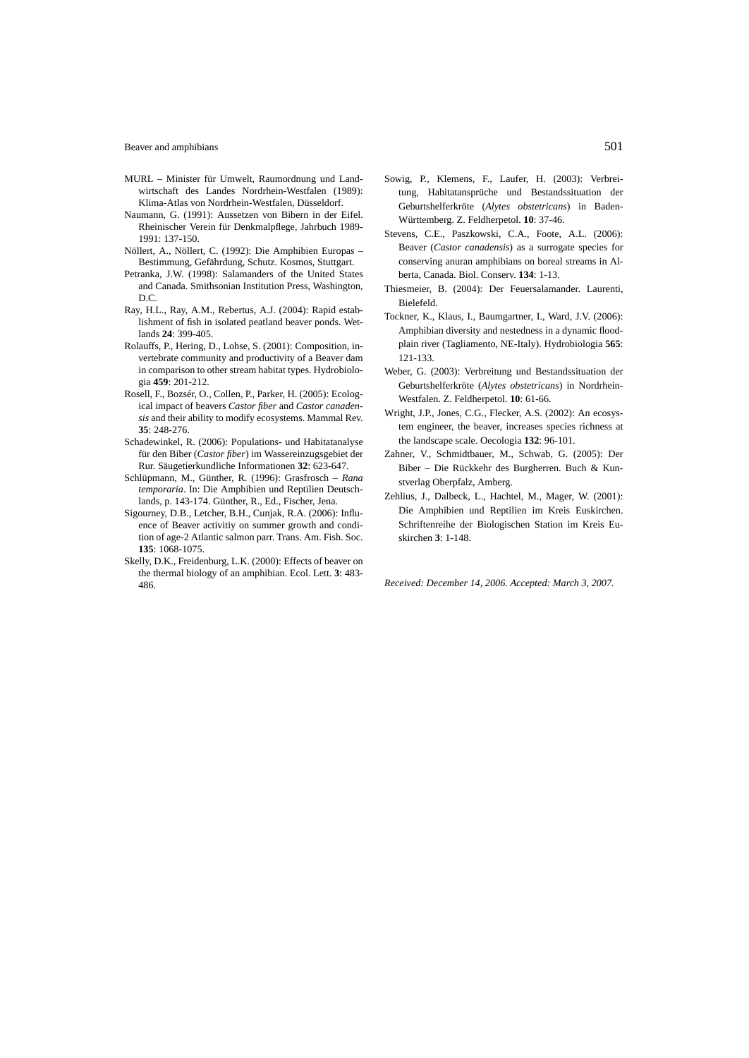MURL – Minister für Umwelt, Raumordnung und Landwirtschaft des Landes Nordrhein-Westfalen (1989): Klima-Atlas von Nordrhein-Westfalen, Düsseldorf.

Naumann, G. (1991): Aussetzen von Bibern in der Eifel. Rheinischer Verein für Denkmalpflege, Jahrbuch 1989-1991: 137-150.

Nöllert, A., Nöllert, C. (1992): Die Amphibien Europas – Bestimmung, Gefährdung, Schutz. Kosmos, Stuttgart.

Petranka, J.W. (1998): Salamanders of the United States and Canada. Smithsonian Institution Press, Washington, D.C.

Ray, H.L., Ray, A.M., Rebertus, A.J. (2004): Rapid establishment of fish in isolated peatland beaver ponds. Wetlands **24**: 399-405.

Rolauffs, P., Hering, D., Lohse, S. (2001): Composition, invertebrate community and productivity of a Beaver dam in comparison to other stream habitat types. Hydrobiologia **459**: 201-212.

Rosell, F., Bozsér, O., Collen, P., Parker, H. (2005): Ecological impact of beavers *Castor fiber* and *Castor canadensis* and their ability to modify ecosystems. Mammal Rev. **35**: 248-276.

Schadewinkel, R. (2006): Populations- und Habitatanalyse für den Biber (*Castor fiber*) im Wassereinzugsgebiet der Rur. Säugetierkundliche Informationen **32**: 623-647.

Schlüpmann, M., Günther, R. (1996): Grasfrosch – *Rana temporaria*. In: Die Amphibien und Reptilien Deutschlands, p. 143-174. Günther, R., Ed., Fischer, Jena.

Sigourney, D.B., Letcher, B.H., Cunjak, R.A. (2006): Influence of Beaver activitiy on summer growth and condition of age-2 Atlantic salmon parr. Trans. Am. Fish. Soc. **135**: 1068-1075.

Skelly, D.K., Freidenburg, L.K. (2000): Effects of beaver on the thermal biology of an amphibian. Ecol. Lett. **3**: 483-486.

Sowig, P., Klemens, F., Laufer, H. (2003): Verbreitung, Habitatansprüche und Bestandssituation der Geburtshelferkröte (*Alytes obstetricans*) in Baden-Württemberg. Z. Feldherpetol. **10**: 37-46.

Stevens, C.E., Paszkowski, C.A., Foote, A.L. (2006): Beaver (*Castor canadensis*) as a surrogate species for conserving anuran amphibians on boreal streams in Alberta, Canada. Biol. Conserv. **134**: 1-13.

Thiesmeier, B. (2004): Der Feuersalamander. Laurenti, Bielefeld.

Tockner, K., Klaus, I., Baumgartner, I., Ward, J.V. (2006): Amphibian diversity and nestedness in a dynamic floodplain river (Tagliamento, NE-Italy). Hydrobiologia **565**: 121-133.

Weber, G. (2003): Verbreitung und Bestandssituation der Geburtshelferkröte (*Alytes obstetricans*) in Nordrhein-Westfalen. Z. Feldherpetol. **10**: 61-66.

Wright, J.P., Jones, C.G., Flecker, A.S. (2002): An ecosystem engineer, the beaver, increases species richness at the landscape scale. Oecologia **132**: 96-101.

Zahner, V., Schmidtbauer, M., Schwab, G. (2005): Der Biber – Die Rückkehr des Burgherren. Buch & Kunstverlag Oberpfalz, Amberg.

Zehlius, J., Dalbeck, L., Hachtel, M., Mager, W. (2001): Die Amphibien und Reptilien im Kreis Euskirchen. Schriftenreihe der Biologischen Station im Kreis Euskirchen **3**: 1-148.

*Received: December 14, 2006. Accepted: March 3, 2007.*